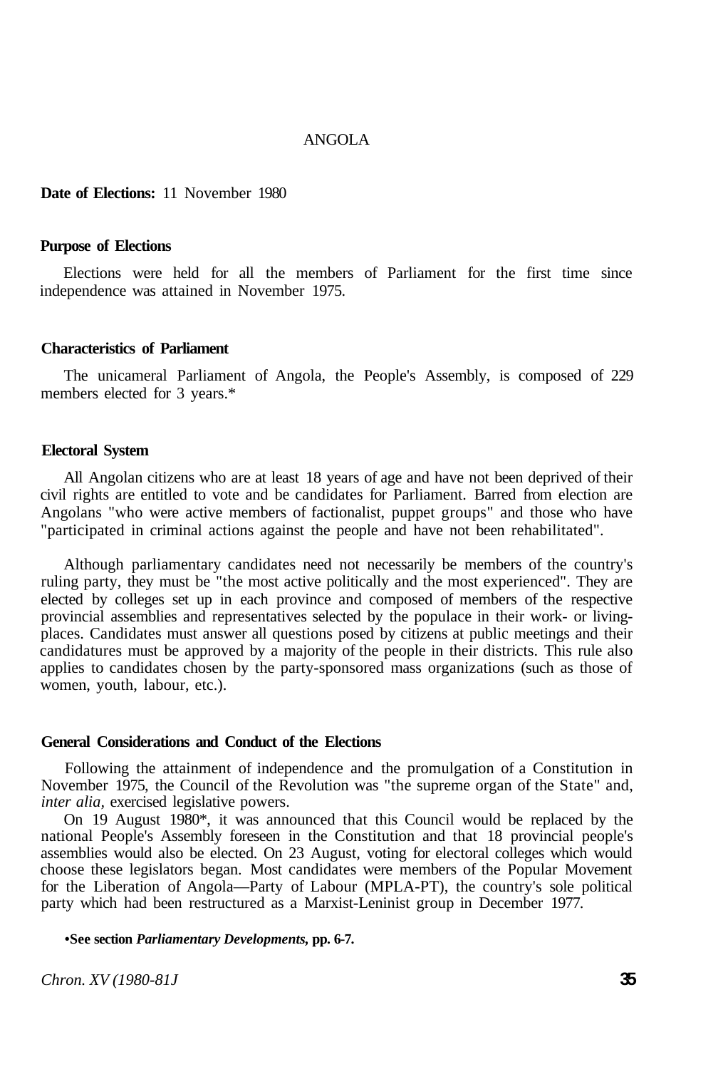# ANGOLA

**Date of Elections:** 11 November 1980

## Purpose of Elections

Elections were held for all the members of Parliament for the first time since independence was attained in November 1975.

## Characteristics of Parliament

The unicameral Parliament of Angola, the People's Assembly, is composed of 229 members elected for 3 years.*

## Electoral System

All Angolan citizens who are at least 18 years of age and have not been deprived of their civil rights are entitled to vote and be candidates for Parliament. Barred from election are Angolans "who were active members of factionalist, puppet groups" and those who have "participated in criminal actions against the people and have not been rehabilitated".

Although parliamentary candidates need not necessarily be members of the country's ruling party, they must be "the most active politically and the most experienced". They are elected by colleges set up in each province and composed of members of the respective provincial assemblies and representatives selected by the populace in their work- or living-places. Candidates must answer all questions posed by citizens at public meetings and their candidatures must be approved by a majority of the people in their districts. This rule also applies to candidates chosen by the party-sponsored mass organizations (such as those of women, youth, labour, etc.).

## General Considerations and Conduct of the Elections

Following the attainment of independence and the promulgation of a Constitution in November 1975, the Council of the Revolution was "the supreme organ of the State" and, *inter alia*, exercised legislative powers.

On 19 August 1980*, it was announced that this Council would be replaced by the national People's Assembly foreseen in the Constitution and that 18 provincial people's assemblies would also be elected. On 23 August, voting for electoral colleges which would choose these legislators began. Most candidates were members of the Popular Movement for the Liberation of Angola—Party of Labour (MPLA-PT), the country's sole political party which had been restructured as a Marxist-Leninist group in December 1977.

**\*See section *Parliamentary Developments*, pp. 6-7.**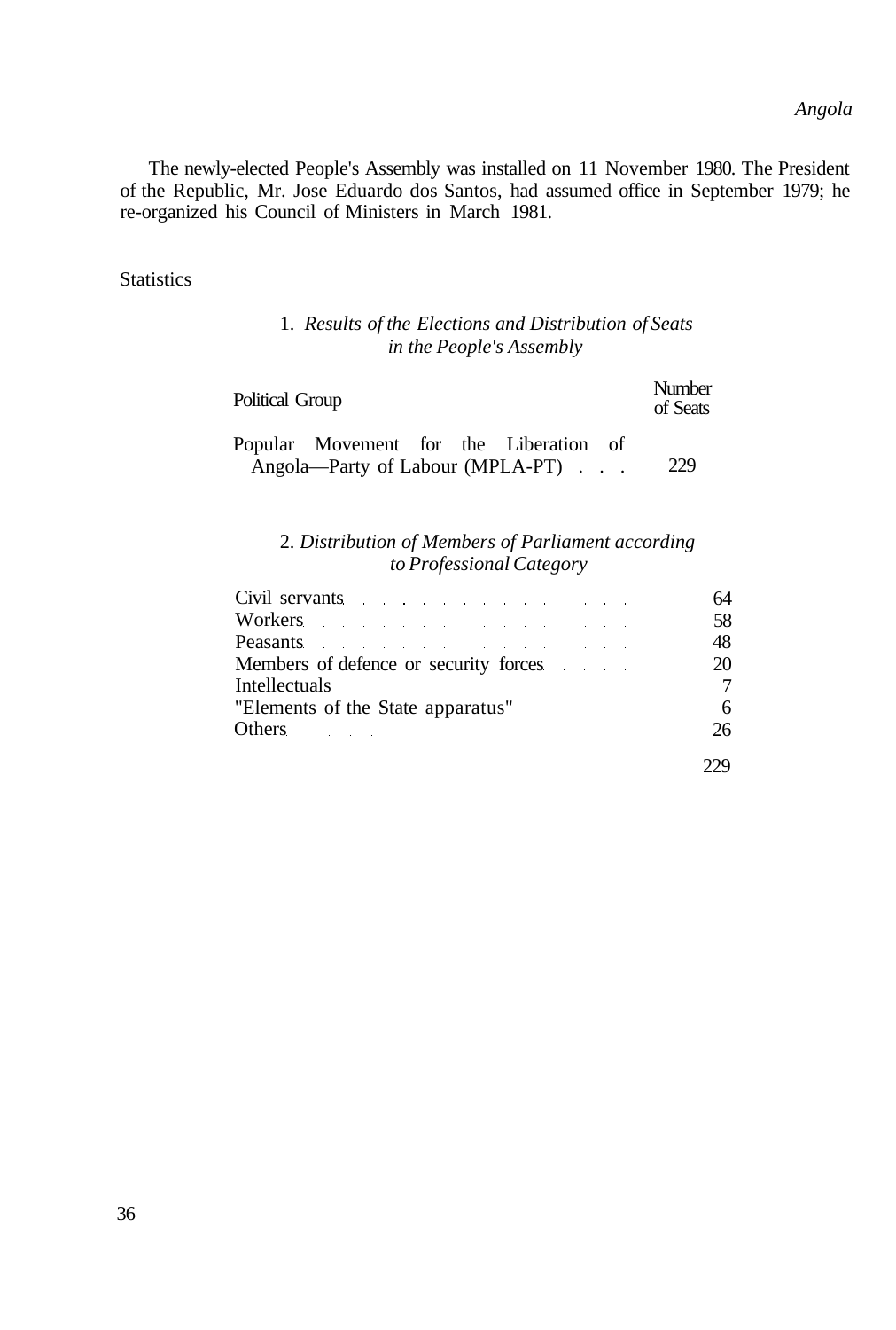The newly-elected People's Assembly was installed on 11 November 1980. The President of the Republic, Mr. Jose Eduardo dos Santos, had assumed office in September 1979; he re-organized his Council of Ministers in March 1981.

## Statistics

### 1. *Results of the Elections and Distribution of Seats in the People's Assembly*

| Political Group | Number of Seats |
|---|---|
| Popular Movement for the Liberation of Angola—Party of Labour (MPLA-PT) | 229 |

### 2. *Distribution of Members of Parliament according to Professional Category*

| | |
|---|---|
| Civil servants | 64 |
| Workers | 58 |
| Peasants | 48 |
| Members of defence or security forces | 20 |
| Intellectuals | 7 |
| "Elements of the State apparatus" | 6 |
| Others | 26 |
| | 229 |